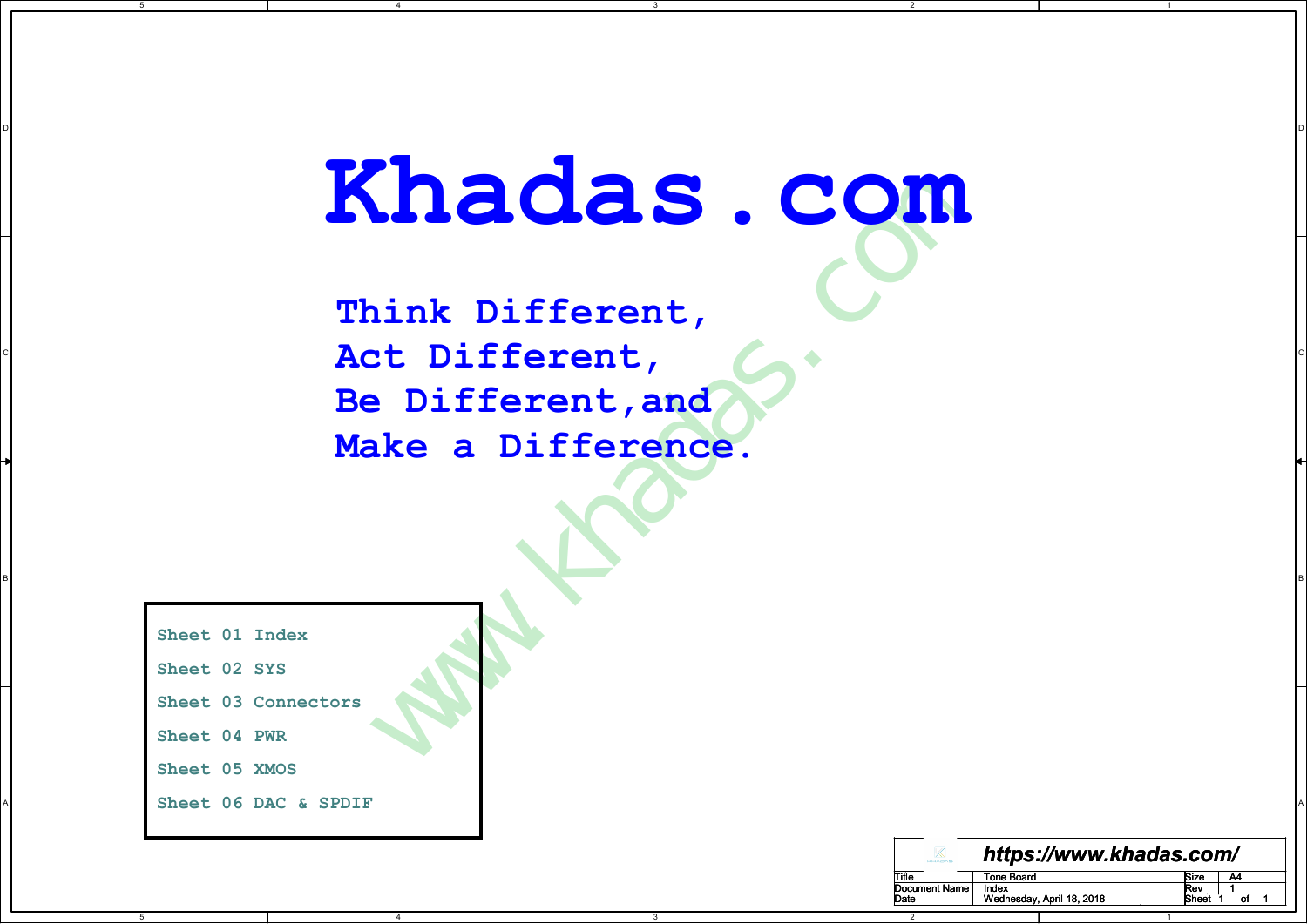# Khadas.com

**Think Different,**
**Act Different,**
**Be Different,and**
**Make a Difference.**

Sheet 01 Index

Sheet 02 SYS

Sheet 03 Connectors

Sheet 04 PWR

Sheet 05 XMOS

Sheet 06 DAC & SPDIF

https://www.khadas.com/

| Title | Tone Board | Size | A4 |
|---|---|---|---|
| Document Name | Index | Rev | 1 |
| Date | Wednesday, April 18, 2018 | Sheet | 1 of 1 |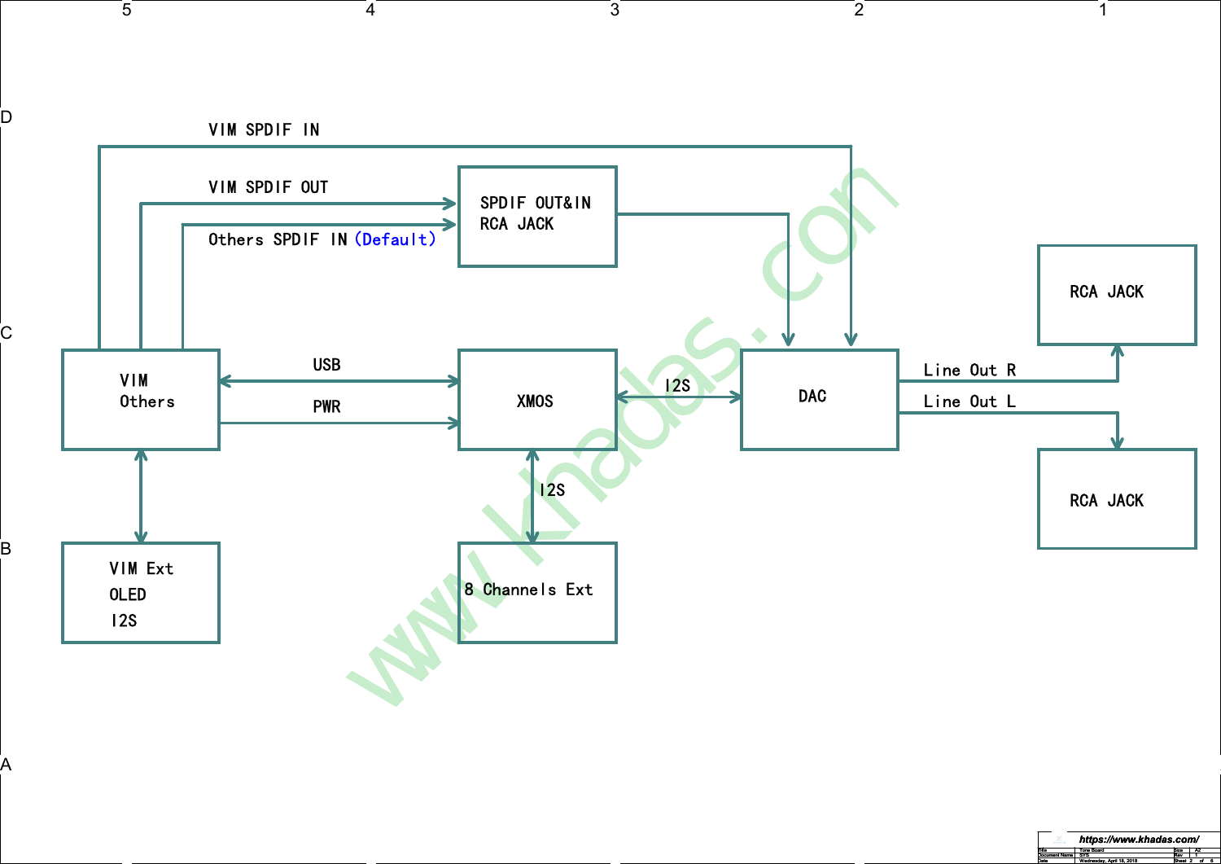VIM SPDIF IN

VIM SPDIF OUT

Others SPDIF IN (Default)

SPDIF OUT&IN
RCA JACK

VIM
Others

USB

PWR

XMOS

I2S

DAC

Line Out R

Line Out L

RCA JACK

RCA JACK

I2S

VIM Ext
OLED
I2S

8 Channels Ext

https://www.khadas.com/

| | | | |
|---|---|---|---|
| Title | Tone Board | Size | A2 |
| Document Name | SYS | Rev | 1 |
| Date | Wednesday, April 18, 2018 | Sheet 2 of 6 | |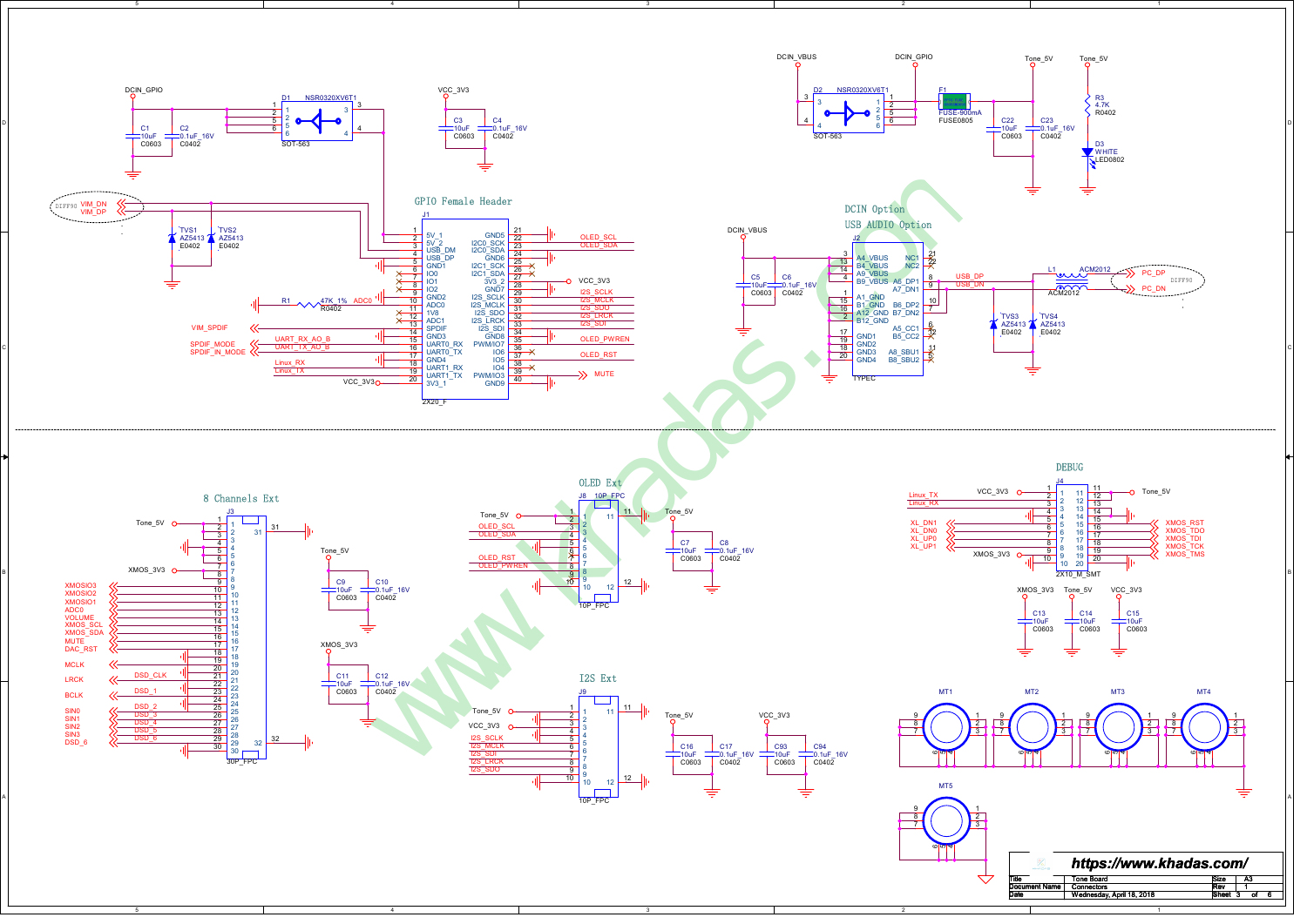## GPIO Female Header

J1 (2X20_F)

| Pin | Signal | Pin | Signal |
|---|---|---|---|
| 1 | 5V_1 | 21 | GND5 |
| 2 | 5V_2 | 22 | I2C0_SCK |
| 3 | USB_DM | 23 | I2C0_SDA |
| 4 | USB_DP | 24 | GND6 |
| 5 | GND1 | 25 | I2C1_SCK |
| 6 | IO0 | 26 | I2C1_SDA |
| 7 | IO1 | 27 | 3V3_2 |
| 8 | IO2 | 28 | GND7 |
| 9 | GND2 | 29 | I2S_SCLK |
| 10 | ADC0 | 30 | I2S_MCLK |
| 11 | 1V8 | 31 | I2S_SDO |
| 12 | ADC1 | 32 | I2S_LRCK |
| 13 | SPDIF | 33 | I2S_SDI |
| 14 | GND3 | 34 | GND8 |
| 15 | UART0_RX | 35 | PWM/IO7 |
| 16 | UART0_TX | 36 | IO6 |
| 17 | GND4 | 37 | IO5 |
| 18 | UART1_RX | 38 | IO4 |
| 19 | UART1_TX | 39 | PWM/IO3 |
| 20 | 3V3_1 | 40 | GND9 |

Net labels: DCIN_GPIO, VCC_3V3, VIM_DN, VIM_DP (DIFF90), VIM_SPDIF, UART_RX_AO_B, UART_TX_AO_B, SPDIF_MODE, SPDIF_IN_MODE, Linux_RX, Linux_TX, OLED_SCL, OLED_SDA, I2S_SCLK, I2S_MCLK, I2S_SDO, I2S_LRCK, I2S_SDI, OLED_PWREN, OLED_RST, MUTE

D1 NSR0320XV6T1 (SOT-563); C1 10uF C0603; C2 0.1uF_16V C0402; C3 10uF C0603; C4 0.1uF_16V C0402; TVS1 AZ5413 E0402; TVS2 AZ5413 E0402; R1 47K_1% R0402

## DCIN Option

D2 NSR0320XV6T1 (SOT-563); F1 FUSE-900mA FUSE0805; C22 10uF C0603; C23 0.1uF_16V C0402; R3 4.7K R0402; D3 WHITE LED0802

Net labels: DCIN_VBUS, DCIN_GPIO, Tone_5V

## USB AUDIO Option

J2 TYPEC

| Pin | Signal | Pin | Signal |
|---|---|---|---|
| 3 | A4_VBUS | 21 | NC1 |
| 13 | B4_VBUS | 22 | NC2 |
| 14 | A9_VBUS | 8 | A6_DP1 |
| 4 | B9_VBUS | 9 | A7_DN1 |
| 15 | A1_GND | 10 | B6_DP2 |
| 16 | B1_GND | 7 | B7_DN2 |
| 1 | A12_GND | 6 | A5_CC1 |
| 2 | B12_GND | 12 | B5_CC2 |
| 17 | GND1 | 11 | A8_SBU1 |
| 19 | GND2 | 5 | B8_SBU2 |
| 18 | GND3 | | |
| 20 | GND4 | | |

C5 10uF C0603; C6 0.1uF_16V C0402; L1 ACM2012; TVS3 AZ5413 E0402; TVS4 AZ5413 E0402

Net labels: DCIN_VBUS, USB_DP, USB_DN, PC_DP, PC_DN (DIFF90)

## 8 Channels Ext

J3 30P_FPC

| Pin | Signal |
|---|---|
| 1–2 | Tone_5V |
| 3–6 | GND |
| 7–8 | XMOS_3V3 |
| 9 | GND |
| 10 | XMOSIO3 |
| 11 | XMOSIO2 |
| 12 | XMOSIO1 |
| 13 | ADC0 |
| 14 | VOLUME |
| 15 | XMOS_SCL |
| 16 | XMOS_SDA |
| 17 | MUTE |
| 18 | DAC_RST |
| 19–20 | GND |
| 21 | MCLK |
| 22 | GND / DSD_CLK |
| 23 | LRCK |
| 24 | DSD_1 |
| 25 | BCLK / DSD_2 |
| 26 | SIN0 / DSD_3 |
| 27 | SIN1 / DSD_4 |
| 28 | SIN2 / DSD_5 |
| 29 | SIN3 / DSD_6 |
| 30 | DSD_6 / GND |
| 31, 32 | GND |

C9 10uF C0603; C10 0.1uF_16V C0402; C11 10uF C0603; C12 0.1uF_16V C0402

## OLED Ext

J8 10P_FPC

| Pin | Signal |
|---|---|
| 1 | Tone_5V |
| 2 | GND |
| 3 | OLED_SCL |
| 4 | OLED_SDA |
| 5–6 | GND |
| 7 | OLED_RST |
| 8 | OLED_PWREN |
| 9–10 | GND |
| 11, 12 | GND |

C7 10uF C0603; C8 0.1uF_16V C0402

## I2S Ext

J9 10P_FPC

| Pin | Signal |
|---|---|
| 1 | Tone_5V |
| 2 | GND |
| 3 | VCC_3V3 |
| 4 | GND |
| 5 | I2S_SCLK |
| 6 | I2S_MCLK |
| 7 | I2S_SDI |
| 8 | I2S_LRCK |
| 9 | I2S_SDO |
| 10 | GND |
| 11, 12 | GND |

C16 10uF C0603; C17 0.1uF_16V C0402; C93 10uF C0603; C94 0.1uF_16V C0402

## DEBUG

J4 2X10_M_SMT

| Pin | Signal | Pin | Signal |
|---|---|---|---|
| 1 | VCC_3V3 | 11 | Tone_5V |
| 2 | Linux_TX | 12 | |
| 3 | Linux_RX | 13 | |
| 4 | GND | 14 | GND |
| 5 | XL_DN1 | 15 | XMOS_RST |
| 6 | XL_DN0 | 16 | XMOS_TDO |
| 7 | XL_UP0 | 17 | XMOS_TDI |
| 8 | XL_UP1 | 18 | XMOS_TCK |
| 9 | XMOS_3V3 | 19 | XMOS_TMS |
| 10 | | 20 | GND |

C13 10uF C0603 (XMOS_3V3); C14 10uF C0603 (Tone_5V); C15 10uF C0603 (VCC_3V3)

MT1, MT2, MT3, MT4, MT5

---

https://www.khadas.com/

| | | | |
|---|---|---|---|
| Title | Tone Board | Size | A3 |
| Document Name | Connectors | Rev | 1 |
| Date | Wednesday, April 18, 2018 | Sheet | 3 of 6 |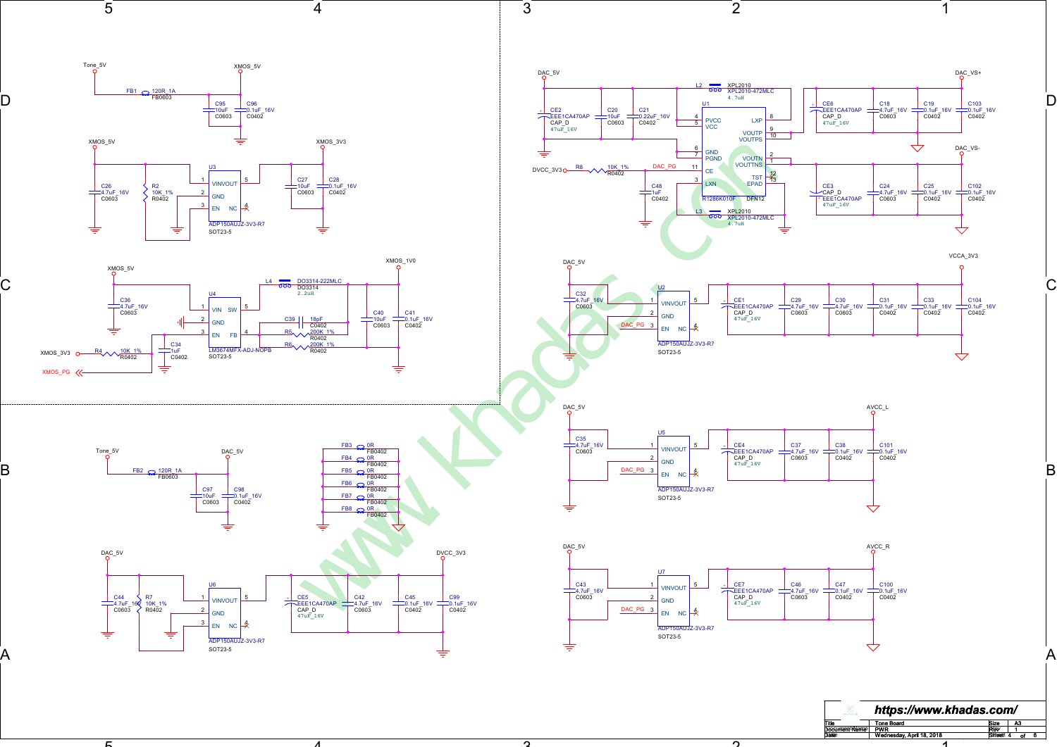## Power supply schematic (PWR)

### Tone_5V → XMOS_5V

- FB1: 120R_1A, FB0603
- C95: 10uF, C0603
- C96: 0.1uF_16V, C0402

### XMOS_5V → XMOS_3V3 (U3)

- U3: ADP150AUJZ-3V3-R7, SOT23-5 (1 VINVOUT, 2 GND, 3 EN, 4 NC, 5)
- C26: 4.7uF_16V, C0603
- R2: 10K_1%, R0402
- C27: 10uF, C0603
- C28: 0.1uF_16V, C0402

### XMOS_5V → XMOS_1V0 (U4)

- U4: LM3674MFX-ADJ-NOPB, SOT23-5 (1 VIN, 2 GND, 3 EN, 4 FB, 5 SW)
- C36: 4.7uF_16V, C0603
- L4: DO3314-222MLC, DO3314, 2.2uH
- C39: 18pF, C0402
- R5: 200K_1%, R0402
- R6: 200K_1%, R0402
- C40: 10uF, C0603
- C41: 0.1uF_16V, C0402
- R4: 10K_1%, R0402 (XMOS_3V3)
- C34: 1uF, C0402
- XMOS_PG

### Tone_5V → DAC_5V

- FB2: 120R_1A, FB0603
- C97: 10uF, C0603
- C98: 0.1uF_16V, C0402

### Ground ferrite beads

- FB3, FB4, FB5, FB6, FB7, FB8: 0R, FB0402

### DAC_5V → DVCC_3V3 (U6)

- U6: ADP150AUJZ-3V3-R7, SOT23-5 (1 VINVOUT, 2 GND, 3 EN, 4 NC, 5)
- C44: 4.7uF_16V, C0603
- R7: 10K_1%, R0402
- CE5: EEE1CA470AP, CAP_D, 47uF_16V
- C42: 4.7uF_16V, C0603
- C45: 0.1uF_16V, C0402
- C99: 0.1uF_16V, C0402

### DAC_5V → DAC_VS+ / DAC_VS- (U1)

- U1: R1286K010F, DFN12 (4 PVCC, 5 VCC, 6 GND, 7 PGND, 11 CE, 3 LXN, 8 LXP, 9 VOUTP, 10 VOUTPS, 2 VOUTN, 1 VOUTNS, 12 TST, 13 EPAD)
- L2: XPL2010, XPL2010-472MLC, 4.7uH
- L3: XPL2010, XPL2010-472MLC, 4.7uH
- CE2: EEE1CA470AP, CAP_D, 47uF_16V
- C20: 10uF, C0603
- C21: 0.22uF_16V, C0402
- R8: 10K_1%, R0402 (DVCC_3V3, DAC_PG)
- C48: 1uF, C0402
- CE6: EEE1CA470AP, CAP_D, 47uF_16V
- C18: 4.7uF_16V, C0603
- C19: 0.1uF_16V, C0402
- C103: 0.1uF_16V, C0402
- CE3: CAP_D, EEE1CA470AP, 47uF_16V
- C24: 4.7uF_16V, C0603
- C25: 0.1uF_16V, C0402
- C102: 0.1uF_16V, C0402

### DAC_5V → VCCA_3V3 (U2)

- U2: ADP150AUJZ-3V3-R7, SOT23-5 (1 VINVOUT, 2 GND, 3 EN, 4 NC, 5), EN = DAC_PG
- C32: 4.7uF_16V, C0603
- CE1: EEE1CA470AP, CAP_D, 47uF_16V
- C29: 4.7uF_16V, C0603
- C30: 4.7uF_16V, C0603
- C31: 0.1uF_16V, C0402
- C33: 0.1uF_16V, C0402
- C104: 0.1uF_16V, C0402

### DAC_5V → AVCC_L (U5)

- U5: ADP150AUJZ-3V3-R7, SOT23-5, EN = DAC_PG
- C35: 4.7uF_16V, C0603
- CE4: EEE1CA470AP, CAP_D, 47uF_16V
- C37: 4.7uF_16V, C0603
- C38: 0.1uF_16V, C0402
- C101: 0.1uF_16V, C0402

### DAC_5V → AVCC_R (U7)

- U7: ADP150AUJZ-3V3-R7, SOT23-5, EN = DAC_PG
- C43: 4.7uF_16V, C0603
- CE7: EEE1CA470AP, CAP_D, 47uF_16V
- C46: 4.7uF_16V, C0603
- C47: 0.1uF_16V, C0402
- C100: 0.1uF_16V, C0402

https://www.khadas.com/

| Title | Tone Board | Size | A3 |
|---|---|---|---|
| Document Name | PWR | Rev | 1 |
| Date | Wednesday, April 18, 2018 | Sheet | 4 of 6 |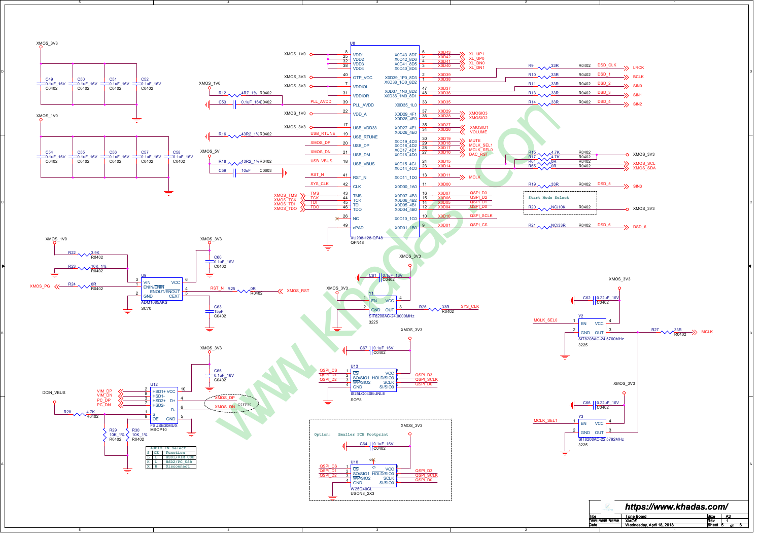XMOS_3V3

C49 0.1uF_16V C0402 | C50 0.1uF_16V C0402 | C51 0.1uF_16V C0402 | C52 0.1uF_16V C0402

XMOS_1V0

C54 0.1uF_16V C0402 | C55 0.1uF_16V C0402 | C56 0.1uF_16V C0402 | C57 0.1uF_16V C0402 | C58 0.1uF_16V C0402

U8 XU208-128-QF48 QFN48

| Net | Pin | Name | Name | Pin | Net |
|---|---|---|---|---|---|
| XMOS_1V0 | 8 | VDD1 | X0D43_8D7 | 6 | X0D43 XL_UP1 |
| | 25 | VDD2 | X0D42_8D6 | 5 | X0D42 XL_UP0 |
| | 32 | VDD3 | X0D41_8D5 | 4 | X0D41 XL_DN0 |
| | 38 | VDD4 | X0D40_8D4 | 3 | X0D40 XL_DN1 |
| XMOS_3V3 | 40 | OTP_VCC | X0D39_1P0_8D3 | 2 | X0D39 → R9 33R R0402 DSD_CLK → LRCK |
| XMOS_3V3 | 7 | VDDIOL | X0D38_1O0_8D2 | 1 | X0D38 → R10 33R R0402 DSD_1 → BCLK |
| | 31 | VDDIOR | X0D37_1N0_8D2 | 47 | X0D37 → R11 33R R0402 DSD_2 → SIN0 |
| PLL_AVDD (R12 4R7_1% R0402 from XMOS_1V0; C53 0.1uF_16V C0402) | 39 | PLL_AVDD | X0D36_1M0_8D1 | 48 | X0D36 → R13 33R R0402 DSD_3 → SIN1 |
| XMOS_1V0 | 22 | VDD_A | X0D35_1L0 | 33 | X0D35 → R14 33R R0402 DSD_4 → SIN2 |
| | | | X0D29_4F1 | 37 | X0D29 XMOSIO3 |
| | | | X0D28_4F0 | 36 | X0D28 XMOSIO2 |
| XMOS_3V3 | 17 | USB_VDD33 | X0D27_4E1 | 35 | X0D27 XMOSIO1 |
| USB_RTUNE (R16 43R2_1% R0402) | 19 | USB_RTUNE | X0D26_4E0 | 34 | X0D26 VOLUME |
| XMOS_DP | 20 | USB_DP | X0D19_4D3 | 30 | X0D19 MUTE |
| XMOS_DN | 21 | USB_DM | X0D18_4D2 | 29 | X0D18 MCLK_SEL1 |
| USB_VBUS (R18 43R2_1% R0402 from XMOS_5V; C59 10uF C0603) | 18 | USB_VBUS | X0D17_4D1 | 28 | X0D17 MCLK_SEL0 |
| | | | X0D16_4D0 | 27 | X0D16 DAC_RST |
| | | | X0D15_4C1 | 24 | X0D15 → R64 0R R0402 → XMOS_SCL (R15 4.7K R0402 to XMOS_3V3) |
| | | | X0D14_4C0 | 23 | X0D14 → R65 0R R0402 → XMOS_SDA (R17 4.7K R0402) |
| RST_N | 41 | RST_N | X0D11_1D0 | 13 | X0D11 MCLK |
| SYS_CLK | 42 | CLK | X0D00_1A0 | 11 | X0D00 → R19 33R R0402 DSD_5 → SIN3 |
| XMOS_TMS / TMS | 43 | TMS | X0D07_4B3 | 16 | X0D07 QSPI_D3 |
| XMOS_TCK / TCK | 44 | TCK | X0D06_4B2 | 15 | X0D06 QSPI_D2 |
| XMOS_TDI / TDI | 45 | TDI | X0D05_4B1 | 14 | X0D05 QSPI_D1 |
| XMOS_TDO / TDO | 46 | TDO | X0D04_4B0 | 12 | X0D04 QSPI_D0 |
| | 26 | NC | X0D10_1C0 | 10 | X0D10 QSPI_SCLK |
| | 49 | ePAD | X0D01_1B0 | 9 | X0D01 QSPI_CS → R21 NC/33R R0402 DSD_6 → DSD_6 |

Start Mode Select: R20 NC/10K R0402 → XMOS_3V3

U9 ADM1085AKS SC70: VIN (3) XMOS_1V0 via R22 3.9K R0402; R23 10K_1% R0402; ENIN/ENIN (1); GND (2); VCC (6) XMOS_3V3, C60 0.1uF_16V C0402; ENOUT/ENOUT (4) → RST_N, R25 0R R0402 → XMOS_RST; CEXT (5) C63 15pF C0402; R24 0R R0402 → XMOS_PG

Y1 SIT8208AC-24.0000MHz 3225: EN (1), GND (2), OUT (3) → R26 33R R0402 → SYS_CLK, VCC (4) XMOS_3V3; C61 0.1uF_16V C0402

Y2 SIT8208AC-24.5760MHz 3225: EN (1) MCLK_SEL0, GND (2), OUT (3) → R27 33R R0402 → MCLK, VCC (4) XMOS_3V3; C62 0.22uF_16V C0402

Y3 SIT8208AC-22.5792MHz 3225: EN (1) MCLK_SEL1, GND (2), OUT (3), VCC (4) XMOS_3V3; C66 0.22uF_16V C0402

U13 IS25LQ040B-JNLE SOP8: CS (1) QSPI_CS, SO/SIO1 (2) QSPI_D1, WP/SIO2 (3) QSPI_D2, GND (4), SI/SIO0 (5) QSPI_D0, SCLK (6) QSPI_SCLK, HOLD/SIO3 (7) QSPI_D3, VCC (8) XMOS_3V3; C67 0.1uF_16V C0402

Option: Smaller PCB Footprint

U10 W25Q40CL USON8_2X3: CS (1) QSPI_CS, SO/SIO1 (2) QSPI_D1, WP/SIO2 (3) QSPI_D2, GND (4), SI/SIO0 (5) QSPI_D0, SCLK (6) QSPI_SCLK, HOLD/SIO3 (7) QSPI_D3, VCC (8) XMOS_3V3; C64 0.1uF_16V C0402

U12 FSUSB30MUX MSOP10: HSD1+ (2) VIM_DP, HSD1- (8) VIM_DN, HSD2+ (3) PC_DP, HSD2- (7) PC_DN, S (1), OE (9), VCC (10) XMOS_3V3, D+ (4) XMOS_DP, D- (6) XMOS_DN, GND (5); C65 0.1uF_16V C0402; DIFF90; DCIN_VBUS → R28 4.7K R0402; R29 10K_1% R0402; R30 10K_1% R0402

| AUDIO | IN Select | |
|---|---|---|
| S | OE | Function |
| L | L | HSD1/VIM_USB |
| H | L | HSD2/PC_USB |
| X | H | Disconnect |

https://www.khadas.com/

| Title | Tone Board | Size | A3 |
|---|---|---|---|
| Document Name | XMOS | Rev | 1 |
| Date | Wednesday, April 18, 2018 | Sheet | 5 of 6 |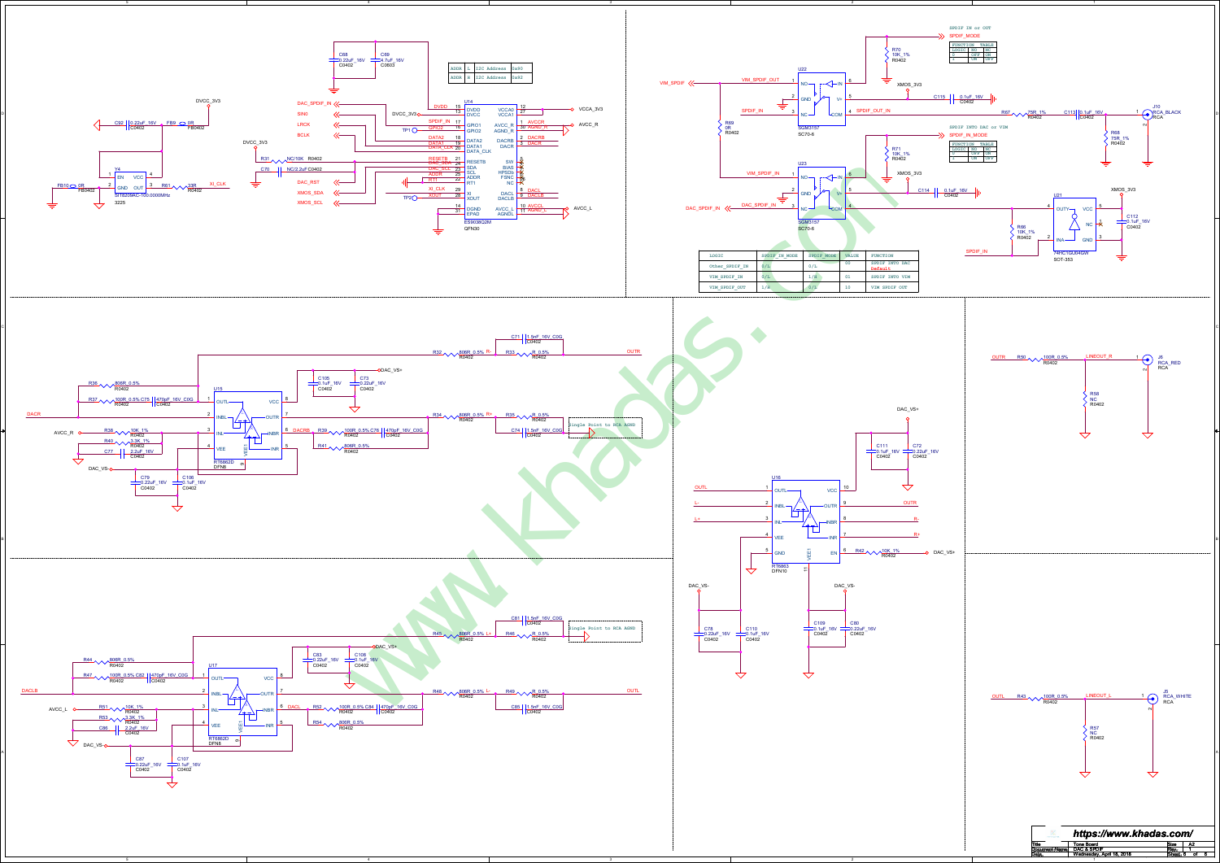SPDIF IN or OUT

SPDIF_MODE

| FUNCTION | TABLE | |
|---|---|---|
| LOGIC | NO | NC |
| L | OFF | ON |
| H | ON | OFF |

SPDIF INTO DAC or VIM

SPDIF_IN_MODE

| FUNCTION | TABLE | |
|---|---|---|
| LOGIC | NO | NC |
| L | OFF | ON |
| H | ON | OFF |

| LOGIC | SPDIF_IN_MODE | SPDIF_MODE | VALUE | FUNCTION |
|---|---|---|---|---|
| Other_SPDIF_IN | 0/L | 0/L | 00 | SPDIF INTO DAC Default |
| VIM_SPDIF_IN | 0/L | 1/H | 01 | SPDIF INTO VIM |
| VIM_SPDIF_OUT | 1/H | 0/L | 10 | VIM SPDIF OUT |

| | |
|---|---|
| ADDR L | I2C Address 0x90 |
| ADDR H | I2C Address 0x92 |

Single Point to RCA AGND

Single Point to RCA AGND

https://www.khadas.com/

| | | | |
|---|---|---|---|
| Title | Tone Board | Size | A2 |
| Document Name | DAC & SPDIF | Rev. | 1 |
| Date | Wednesday, April 18, 2018 | Sheet | 6 of 6 |